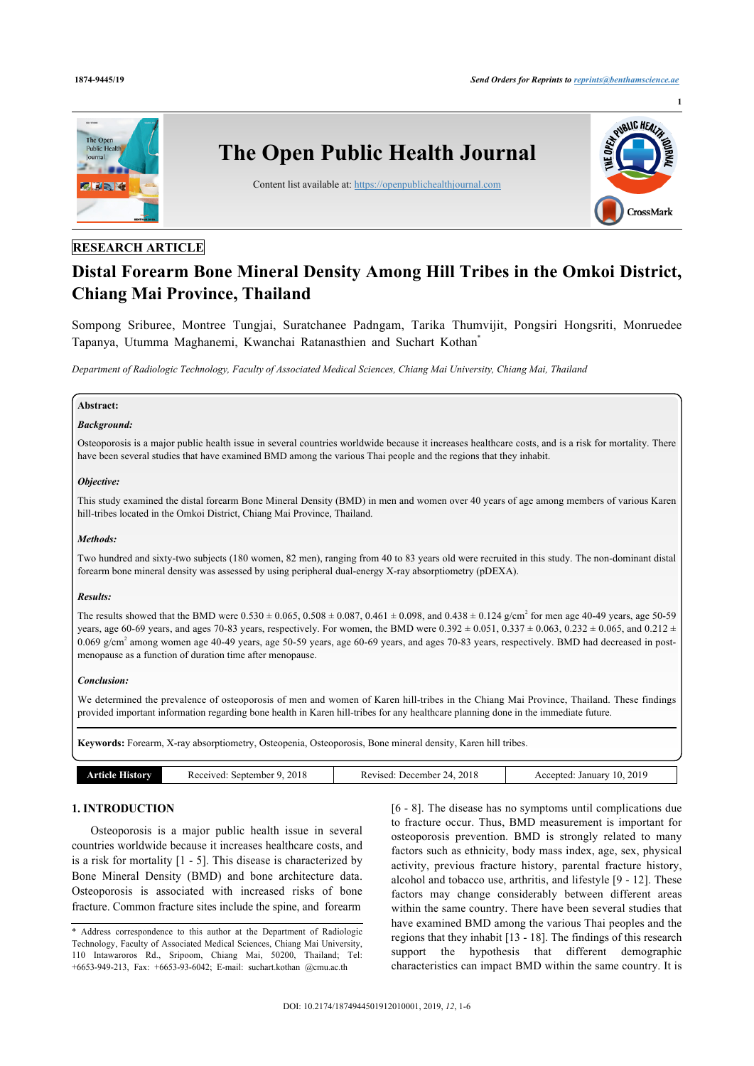**RESEARCH ARTICLE**

# Distal Forearm Bone Mineral Density Among Hill Tribes in the Omkoi District, Chiang Mai Province, Thailand

Sompong Sriburee, Montree Tungjai, Suratchanee Padngam, Tarika Thumvijit, Pongsiri Hongsriti, Monruedee Tapanya, Utumma Maghanemi, Kwanchai Ratanasthien and Suchart Kothan[*]

*Department of Radiologic Technology, Faculty of Associated Medical Sciences, Chiang Mai University, Chiang Mai, Thailand*

**Abstract:**

***Background:***

Osteoporosis is a major public health issue in several countries worldwide because it increases healthcare costs, and is a risk for mortality. There have been several studies that have examined BMD among the various Thai people and the regions that they inhabit.

***Objective:***

This study examined the distal forearm Bone Mineral Density (BMD) in men and women over 40 years of age among members of various Karen hill-tribes located in the Omkoi District, Chiang Mai Province, Thailand.

***Methods:***

Two hundred and sixty-two subjects (180 women, 82 men), ranging from 40 to 83 years old were recruited in this study. The non-dominant distal forearm bone mineral density was assessed by using peripheral dual-energy X-ray absorptiometry (pDEXA).

***Results:***

The results showed that the BMD were 0.530 ± 0.065, 0.508 ± 0.087, 0.461 ± 0.098, and 0.438 ± 0.124 g/cm$^2$ for men age 40-49 years, age 50-59 years, age 60-69 years, and ages 70-83 years, respectively. For women, the BMD were 0.392 ± 0.051, 0.337 ± 0.063, 0.232 ± 0.065, and 0.212 ± 0.069 g/cm$^2$ among women age 40-49 years, age 50-59 years, age 60-69 years, and ages 70-83 years, respectively. BMD had decreased in post-menopause as a function of duration time after menopause.

***Conclusion:***

We determined the prevalence of osteoporosis of men and women of Karen hill-tribes in the Chiang Mai Province, Thailand. These findings provided important information regarding bone health in Karen hill-tribes for any healthcare planning done in the immediate future.

**Keywords:** Forearm, X-ray absorptiometry, Osteopenia, Osteoporosis, Bone mineral density, Karen hill tribes.

| Article History | Received: September 9, 2018 | Revised: December 24, 2018 | Accepted: January 10, 2019 |
|---|---|---|---|

## 1. INTRODUCTION

Osteoporosis is a major public health issue in several countries worldwide because it increases healthcare costs, and is a risk for mortality [1 - 5]. This disease is characterized by Bone Mineral Density (BMD) and bone architecture data. Osteoporosis is associated with increased risks of bone fracture. Common fracture sites include the spine, and forearm [6 - 8]. The disease has no symptoms until complications due to fracture occur. Thus, BMD measurement is important for osteoporosis prevention. BMD is strongly related to many factors such as ethnicity, body mass index, age, sex, physical activity, previous fracture history, parental fracture history, alcohol and tobacco use, arthritis, and lifestyle [9 - 12]. These factors may change considerably between different areas within the same country. There have been several studies that have examined BMD among the various Thai peoples and the regions that they inhabit [13 - 18]. The findings of this research support the hypothesis that different demographic characteristics can impact BMD within the same country. It is

\* Address correspondence to this author at the Department of Radiologic Technology, Faculty of Associated Medical Sciences, Chiang Mai University, 110 Intawaroros Rd., Sripoom, Chiang Mai, 50200, Thailand; Tel: +6653-949-213, Fax: +6653-93-6042; E-mail: suchart.kothan @cmu.ac.th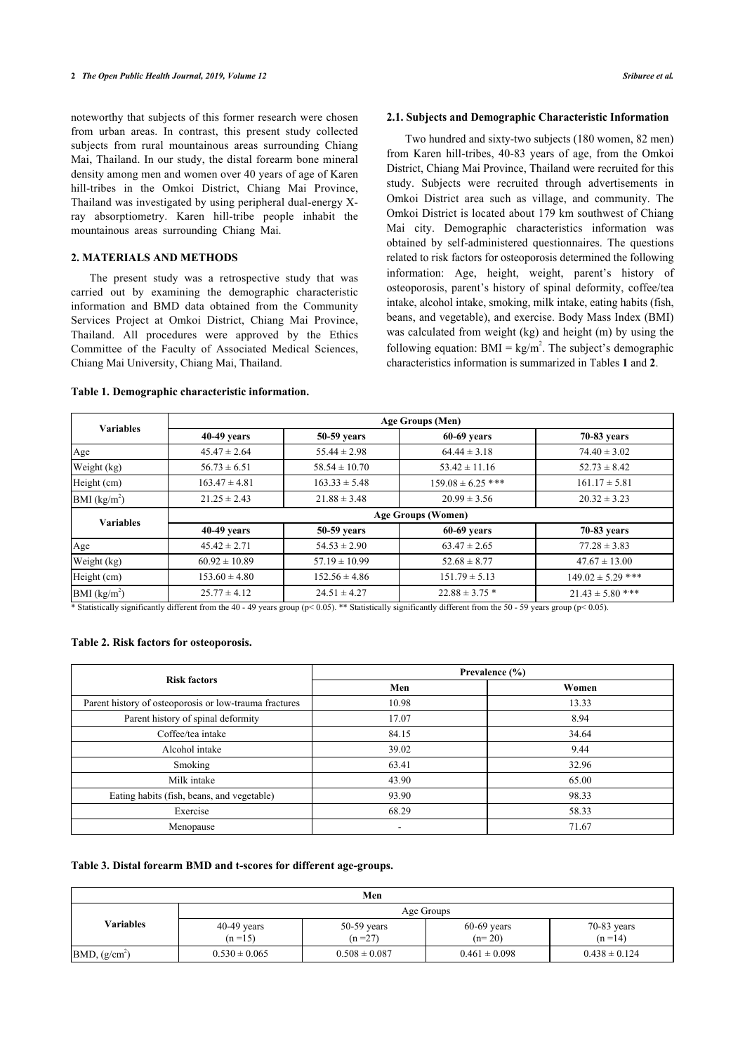noteworthy that subjects of this former research were chosen from urban areas. In contrast, this present study collected subjects from rural mountainous areas surrounding Chiang Mai, Thailand. In our study, the distal forearm bone mineral density among men and women over 40 years of age of Karen hill-tribes in the Omkoi District, Chiang Mai Province, Thailand was investigated by using peripheral dual-energy X-ray absorptiometry. Karen hill-tribe people inhabit the mountainous areas surrounding Chiang Mai.

## 2. MATERIALS AND METHODS

The present study was a retrospective study that was carried out by examining the demographic characteristic information and BMD data obtained from the Community Services Project at Omkoi District, Chiang Mai Province, Thailand. All procedures were approved by the Ethics Committee of the Faculty of Associated Medical Sciences, Chiang Mai University, Chiang Mai, Thailand.

### 2.1. Subjects and Demographic Characteristic Information

Two hundred and sixty-two subjects (180 women, 82 men) from Karen hill-tribes, 40-83 years of age, from the Omkoi District, Chiang Mai Province, Thailand were recruited for this study. Subjects were recruited through advertisements in Omkoi District area such as village, and community. The Omkoi District is located about 179 km southwest of Chiang Mai city. Demographic characteristics information was obtained by self-administered questionnaires. The questions related to risk factors for osteoporosis determined the following information: Age, height, weight, parent's history of osteoporosis, parent's history of spinal deformity, coffee/tea intake, alcohol intake, smoking, milk intake, eating habits (fish, beans, and vegetable), and exercise. Body Mass Index (BMI) was calculated from weight (kg) and height (m) by using the following equation: BMI = $kg/m^2$. The subject's demographic characteristics information is summarized in Tables **1** and **2**.

**Table 1. Demographic characteristic information.**

| Variables | Age Groups (Men) | | | |
|---|---|---|---|---|
| | 40-49 years | 50-59 years | 60-69 years | 70-83 years |
| Age | 45.47 ± 2.64 | 55.44 ± 2.98 | 64.44 ± 3.18 | 74.40 ± 3.02 |
| Weight (kg) | 56.73 ± 6.51 | 58.54 ± 10.70 | 53.42 ± 11.16 | 52.73 ± 8.42 |
| Height (cm) | 163.47 ± 4.81 | 163.33 ± 5.48 | 159.08 ± 6.25 *** | 161.17 ± 5.81 |
| BMI ($kg/m^2$) | 21.25 ± 2.43 | 21.88 ± 3.48 | 20.99 ± 3.56 | 20.32 ± 3.23 |
| **Variables** | **Age Groups (Women)** | | | |
| | **40-49 years** | **50-59 years** | **60-69 years** | **70-83 years** |
| Age | 45.42 ± 2.71 | 54.53 ± 2.90 | 63.47 ± 2.65 | 77.28 ± 3.83 |
| Weight (kg) | 60.92 ± 10.89 | 57.19 ± 10.99 | 52.68 ± 8.77 | 47.67 ± 13.00 |
| Height (cm) | 153.60 ± 4.80 | 152.56 ± 4.86 | 151.79 ± 5.13 | 149.02 ± 5.29 *** |
| BMI ($kg/m^2$) | 25.77 ± 4.12 | 24.51 ± 4.27 | 22.88 ± 3.75 * | 21.43 ± 5.80 *** |

\* Statistically significantly different from the 40 - 49 years group ($p< 0.05$). ** Statistically significantly different from the 50 - 59 years group ($p< 0.05$).

**Table 2. Risk factors for osteoporosis.**

| Risk factors | Prevalence (%) | |
|---|---|---|
| | Men | Women |
| Parent history of osteoporosis or low-trauma fractures | 10.98 | 13.33 |
| Parent history of spinal deformity | 17.07 | 8.94 |
| Coffee/tea intake | 84.15 | 34.64 |
| Alcohol intake | 39.02 | 9.44 |
| Smoking | 63.41 | 32.96 |
| Milk intake | 43.90 | 65.00 |
| Eating habits (fish, beans, and vegetable) | 93.90 | 98.33 |
| Exercise | 68.29 | 58.33 |
| Menopause | - | 71.67 |

**Table 3. Distal forearm BMD and t-scores for different age-groups.**

| Men | | | | |
|---|---|---|---|---|
| **Variables** | Age Groups | | | |
| | 40-49 years (n =15) | 50-59 years (n =27) | 60-69 years (n= 20) | 70-83 years (n =14) |
| BMD, ($g/cm^2$) | 0.530 ± 0.065 | 0.508 ± 0.087 | 0.461 ± 0.098 | 0.438 ± 0.124 |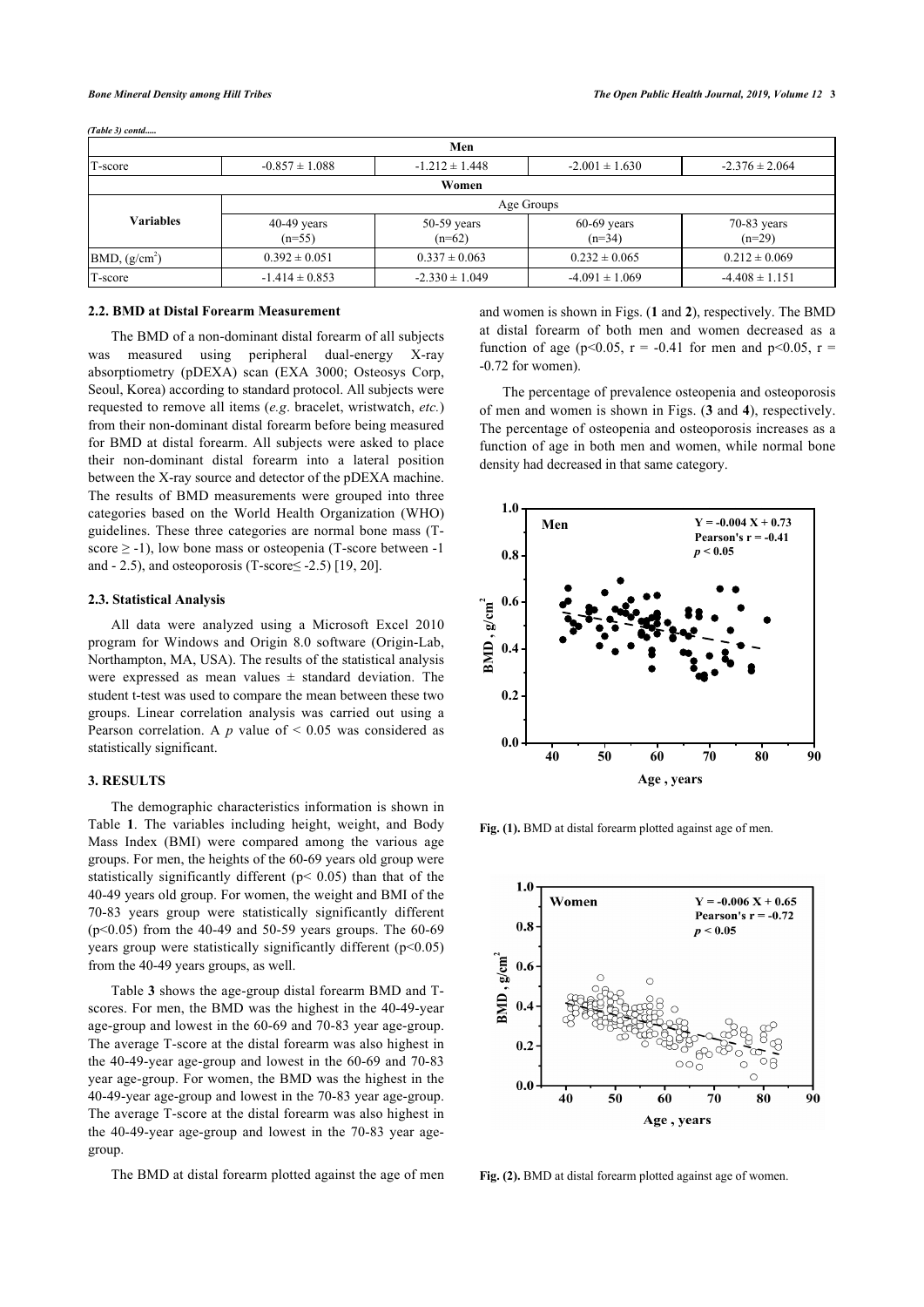*(Table 3) contd.....*

| Men | | | | |
|---|---|---|---|---|
| T-score | -0.857 ± 1.088 | -1.212 ± 1.448 | -2.001 ± 1.630 | -2.376 ± 2.064 |
| **Women** | | | | |
| **Variables** | Age Groups | | | |
| | 40-49 years (n=55) | 50-59 years (n=62) | 60-69 years (n=34) | 70-83 years (n=29) |
| BMD, $(g/cm^2)$ | 0.392 ± 0.051 | 0.337 ± 0.063 | 0.232 ± 0.065 | 0.212 ± 0.069 |
| T-score | -1.414 ± 0.853 | -2.330 ± 1.049 | -4.091 ± 1.069 | -4.408 ± 1.151 |

### 2.2. BMD at Distal Forearm Measurement

The BMD of a non-dominant distal forearm of all subjects was measured using peripheral dual-energy X-ray absorptiometry (pDEXA) scan (EXA 3000; Osteosys Corp, Seoul, Korea) according to standard protocol. All subjects were requested to remove all items (*e.g*. bracelet, wristwatch, *etc.*) from their non-dominant distal forearm before being measured for BMD at distal forearm. All subjects were asked to place their non-dominant distal forearm into a lateral position between the X-ray source and detector of the pDEXA machine. The results of BMD measurements were grouped into three categories based on the World Health Organization (WHO) guidelines. These three categories are normal bone mass (T-score ≥ -1), low bone mass or osteopenia (T-score between -1 and - 2.5), and osteoporosis (T-score≤ -2.5) [19, 20].

### 2.3. Statistical Analysis

All data were analyzed using a Microsoft Excel 2010 program for Windows and Origin 8.0 software (Origin-Lab, Northampton, MA, USA). The results of the statistical analysis were expressed as mean values ± standard deviation. The student t-test was used to compare the mean between these two groups. Linear correlation analysis was carried out using a Pearson correlation. A $p$ value of < 0.05 was considered as statistically significant.

## 3. RESULTS

The demographic characteristics information is shown in Table **1**. The variables including height, weight, and Body Mass Index (BMI) were compared among the various age groups. For men, the heights of the 60-69 years old group were statistically significantly different ($p < 0.05$) than that of the 40-49 years old group. For women, the weight and BMI of the 70-83 years group were statistically significantly different ($p<0.05$) from the 40-49 and 50-59 years groups. The 60-69 years group were statistically significantly different ($p<0.05$) from the 40-49 years groups, as well.

Table **3** shows the age-group distal forearm BMD and T-scores. For men, the BMD was the highest in the 40-49-year age-group and lowest in the 60-69 and 70-83 year age-group. The average T-score at the distal forearm was also highest in the 40-49-year age-group and lowest in the 60-69 and 70-83 year age-group. For women, the BMD was the highest in the 40-49-year age-group and lowest in the 70-83 year age-group. The average T-score at the distal forearm was also highest in the 40-49-year age-group and lowest in the 70-83 year age-group.

The BMD at distal forearm plotted against the age of men and women is shown in Figs. (**1** and **2**), respectively. The BMD at distal forearm of both men and women decreased as a function of age ($p<0.05$, $r = -0.41$ for men and $p<0.05$, $r = -0.72$ for women).

The percentage of prevalence osteopenia and osteoporosis of men and women is shown in Figs. (**3** and **4**), respectively. The percentage of osteopenia and osteoporosis increases as a function of age in both men and women, while normal bone density had decreased in that same category.

**Fig. (1).** BMD at distal forearm plotted against age of men.

**Fig. (2).** BMD at distal forearm plotted against age of women.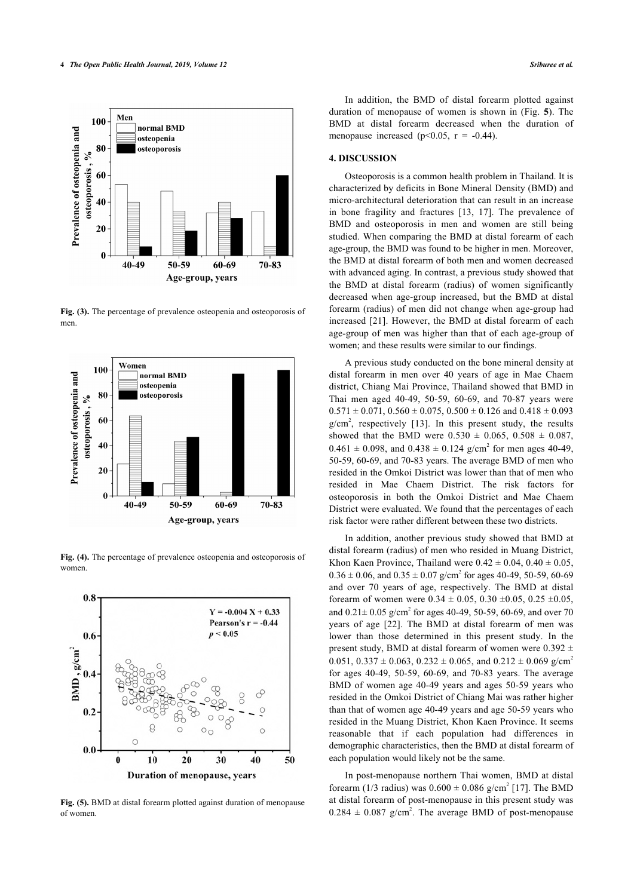Fig. (3). The percentage of prevalence osteopenia and osteoporosis of men.

Fig. (4). The percentage of prevalence osteopenia and osteoporosis of women.

Fig. (5). BMD at distal forearm plotted against duration of menopause of women.

In addition, the BMD of distal forearm plotted against duration of menopause of women is shown in (Fig. 5). The BMD at distal forearm decreased when the duration of menopause increased ($p<0.05$, $r = -0.44$).

## 4. DISCUSSION

Osteoporosis is a common health problem in Thailand. It is characterized by deficits in Bone Mineral Density (BMD) and micro-architectural deterioration that can result in an increase in bone fragility and fractures [13, 17]. The prevalence of BMD and osteoporosis in men and women are still being studied. When comparing the BMD at distal forearm of each age-group, the BMD was found to be higher in men. Moreover, the BMD at distal forearm of both men and women decreased with advanced aging. In contrast, a previous study showed that the BMD at distal forearm (radius) of women significantly decreased when age-group increased, but the BMD at distal forearm (radius) of men did not change when age-group had increased [21]. However, the BMD at distal forearm of each age-group of men was higher than that of each age-group of women; and these results were similar to our findings.

A previous study conducted on the bone mineral density at distal forearm in men over 40 years of age in Mae Chaem district, Chiang Mai Province, Thailand showed that BMD in Thai men aged 40-49, 50-59, 60-69, and 70-87 years were $0.571 \pm 0.071$, $0.560 \pm 0.075$, $0.500 \pm 0.126$ and $0.418 \pm 0.093$ g/cm$^2$, respectively [13]. In this present study, the results showed that the BMD were $0.530 \pm 0.065$, $0.508 \pm 0.087$, $0.461 \pm 0.098$, and $0.438 \pm 0.124$ g/cm$^2$ for men ages 40-49, 50-59, 60-69, and 70-83 years. The average BMD of men who resided in the Omkoi District was lower than that of men who resided in Mae Chaem District. The risk factors for osteoporosis in both the Omkoi District and Mae Chaem District were evaluated. We found that the percentages of each risk factor were rather different between these two districts.

In addition, another previous study showed that BMD at distal forearm (radius) of men who resided in Muang District, Khon Kaen Province, Thailand were $0.42 \pm 0.04$, $0.40 \pm 0.05$, $0.36 \pm 0.06$, and $0.35 \pm 0.07$ g/cm$^2$ for ages 40-49, 50-59, 60-69 and over 70 years of age, respectively. The BMD at distal forearm of women were $0.34 \pm 0.05$, $0.30 \pm 0.05$, $0.25 \pm 0.05$, and $0.21 \pm 0.05$ g/cm$^2$ for ages 40-49, 50-59, 60-69, and over 70 years of age [22]. The BMD at distal forearm of men was lower than those determined in this present study. In the present study, BMD at distal forearm of women were $0.392 \pm 0.051$, $0.337 \pm 0.063$, $0.232 \pm 0.065$, and $0.212 \pm 0.069$ g/cm$^2$ for ages 40-49, 50-59, 60-69, and 70-83 years. The average BMD of women age 40-49 years and ages 50-59 years who resided in the Omkoi District of Chiang Mai was rather higher than that of women age 40-49 years and age 50-59 years who resided in the Muang District, Khon Kaen Province. It seems reasonable that if each population had differences in demographic characteristics, then the BMD at distal forearm of each population would likely not be the same.

In post-menopause northern Thai women, BMD at distal forearm (1/3 radius) was $0.600 \pm 0.086$ g/cm$^2$ [17]. The BMD at distal forearm of post-menopause in this present study was $0.284 \pm 0.087$ g/cm$^2$. The average BMD of post-menopause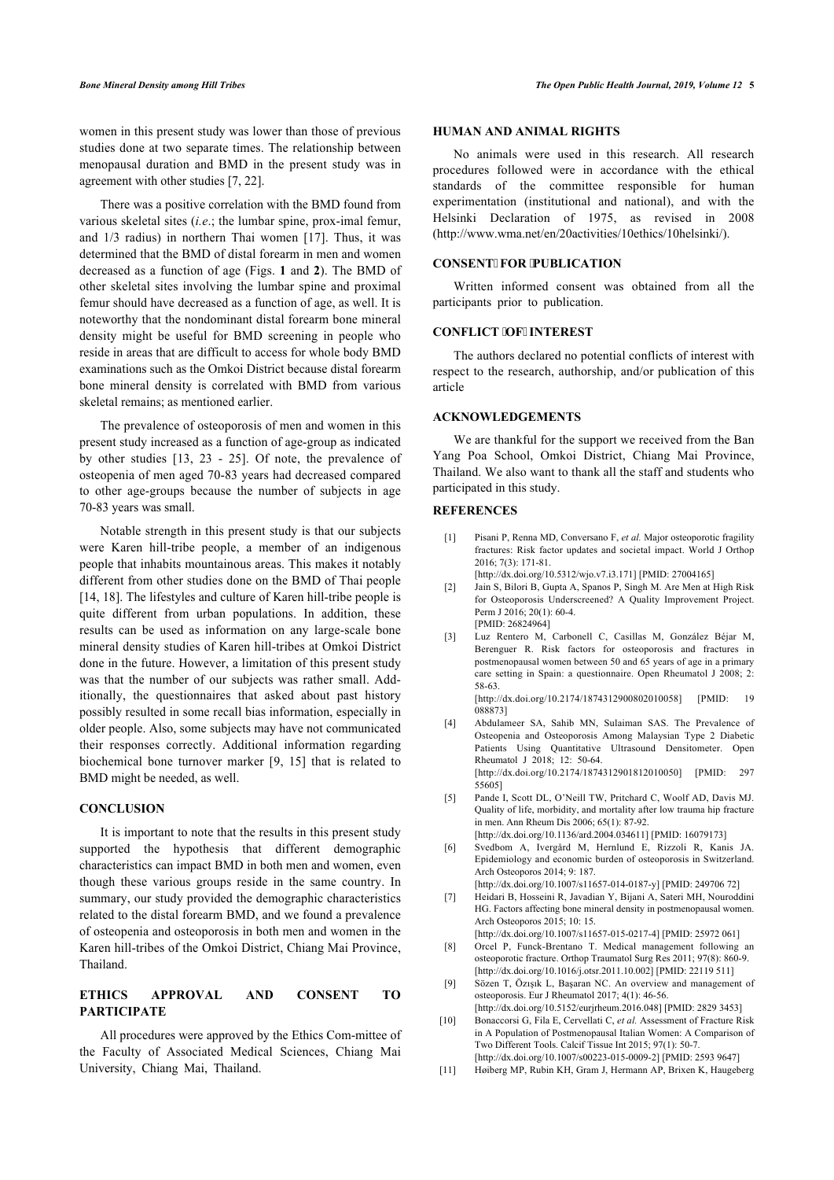women in this present study was lower than those of previous studies done at two separate times. The relationship between menopausal duration and BMD in the present study was in agreement with other studies [7, 22].

There was a positive correlation with the BMD found from various skeletal sites (*i.e*.; the lumbar spine, prox-imal femur, and 1/3 radius) in northern Thai women [17]. Thus, it was determined that the BMD of distal forearm in men and women decreased as a function of age (Figs. **1** and **2**). The BMD of other skeletal sites involving the lumbar spine and proximal femur should have decreased as a function of age, as well. It is noteworthy that the nondominant distal forearm bone mineral density might be useful for BMD screening in people who reside in areas that are difficult to access for whole body BMD examinations such as the Omkoi District because distal forearm bone mineral density is correlated with BMD from various skeletal remains; as mentioned earlier.

The prevalence of osteoporosis of men and women in this present study increased as a function of age-group as indicated by other studies [13, 23 - 25]. Of note, the prevalence of osteopenia of men aged 70-83 years had decreased compared to other age-groups because the number of subjects in age 70-83 years was small.

Notable strength in this present study is that our subjects were Karen hill-tribe people, a member of an indigenous people that inhabits mountainous areas. This makes it notably different from other studies done on the BMD of Thai people [14, 18]. The lifestyles and culture of Karen hill-tribe people is quite different from urban populations. In addition, these results can be used as information on any large-scale bone mineral density studies of Karen hill-tribes at Omkoi District done in the future. However, a limitation of this present study was that the number of our subjects was rather small. Add-itionally, the questionnaires that asked about past history possibly resulted in some recall bias information, especially in older people. Also, some subjects may have not communicated their responses correctly. Additional information regarding biochemical bone turnover marker [9, 15] that is related to BMD might be needed, as well.

## CONCLUSION

It is important to note that the results in this present study supported the hypothesis that different demographic characteristics can impact BMD in both men and women, even though these various groups reside in the same country. In summary, our study provided the demographic characteristics related to the distal forearm BMD, and we found a prevalence of osteopenia and osteoporosis in both men and women in the Karen hill-tribes of the Omkoi District, Chiang Mai Province, Thailand.

## ETHICS APPROVAL AND CONSENT TO PARTICIPATE

All procedures were approved by the Ethics Com-mittee of the Faculty of Associated Medical Sciences, Chiang Mai University, Chiang Mai, Thailand.

## HUMAN AND ANIMAL RIGHTS

No animals were used in this research. All research procedures followed were in accordance with the ethical standards of the committee responsible for human experimentation (institutional and national), and with the Helsinki Declaration of 1975, as revised in 2008 (http://www.wma.net/en/20activities/10ethics/10helsinki/).

## CONSENT FOR PUBLICATION

Written informed consent was obtained from all the participants prior to publication.

## CONFLICT OF INTEREST

The authors declared no potential conflicts of interest with respect to the research, authorship, and/or publication of this article

## ACKNOWLEDGEMENTS

We are thankful for the support we received from the Ban Yang Poa School, Omkoi District, Chiang Mai Province, Thailand. We also want to thank all the staff and students who participated in this study.

## REFERENCES

[1] Pisani P, Renna MD, Conversano F, *et al.* Major osteoporotic fragility fractures: Risk factor updates and societal impact. World J Orthop 2016; 7(3): 171-81.
[http://dx.doi.org/10.5312/wjo.v7.i3.171] [PMID: 27004165]

[2] Jain S, Bilori B, Gupta A, Spanos P, Singh M. Are Men at High Risk for Osteoporosis Underscreened? A Quality Improvement Project. Perm J 2016; 20(1): 60-4.
[PMID: 26824964]

[3] Luz Rentero M, Carbonell C, Casillas M, González Béjar M, Berenguer R. Risk factors for osteoporosis and fractures in postmenopausal women between 50 and 65 years of age in a primary care setting in Spain: a questionnaire. Open Rheumatol J 2008; 2: 58-63.
[http://dx.doi.org/10.2174/1874312900802010058] [PMID: 19088873]

[4] Abdulameer SA, Sahib MN, Sulaiman SAS. The Prevalence of Osteopenia and Osteoporosis Among Malaysian Type 2 Diabetic Patients Using Quantitative Ultrasound Densitometer. Open Rheumatol J 2018; 12: 50-64.
[http://dx.doi.org/10.2174/1874312901812010050] [PMID: 29755605]

[5] Pande I, Scott DL, O'Neill TW, Pritchard C, Woolf AD, Davis MJ. Quality of life, morbidity, and mortality after low trauma hip fracture in men. Ann Rheum Dis 2006; 65(1): 87-92.
[http://dx.doi.org/10.1136/ard.2004.034611] [PMID: 16079173]

[6] Svedbom A, Ivergård M, Hernlund E, Rizzoli R, Kanis JA. Epidemiology and economic burden of osteoporosis in Switzerland. Arch Osteoporos 2014; 9: 187.
[http://dx.doi.org/10.1007/s11657-014-0187-y] [PMID: 24970672]

[7] Heidari B, Hosseini R, Javadian Y, Bijani A, Sateri MH, Nouroddini HG. Factors affecting bone mineral density in postmenopausal women. Arch Osteoporos 2015; 10: 15.
[http://dx.doi.org/10.1007/s11657-015-0217-4] [PMID: 25972061]

[8] Orcel P, Funck-Brentano T. Medical management following an osteoporotic fracture. Orthop Traumatol Surg Res 2011; 97(8): 860-9.
[http://dx.doi.org/10.1016/j.otsr.2011.10.002] [PMID: 22119511]

[9] Sözen T, Özışık L, Başaran NC. An overview and management of osteoporosis. Eur J Rheumatol 2017; 4(1): 46-56.
[http://dx.doi.org/10.5152/eurjrheum.2016.048] [PMID: 28293453]

[10] Bonaccorsi G, Fila E, Cervellati C, *et al.* Assessment of Fracture Risk in A Population of Postmenopausal Italian Women: A Comparison of Two Different Tools. Calcif Tissue Int 2015; 97(1): 50-7.
[http://dx.doi.org/10.1007/s00223-015-0009-2] [PMID: 25939647]

[11] Høiberg MP, Rubin KH, Gram J, Hermann AP, Brixen K, Haugeberg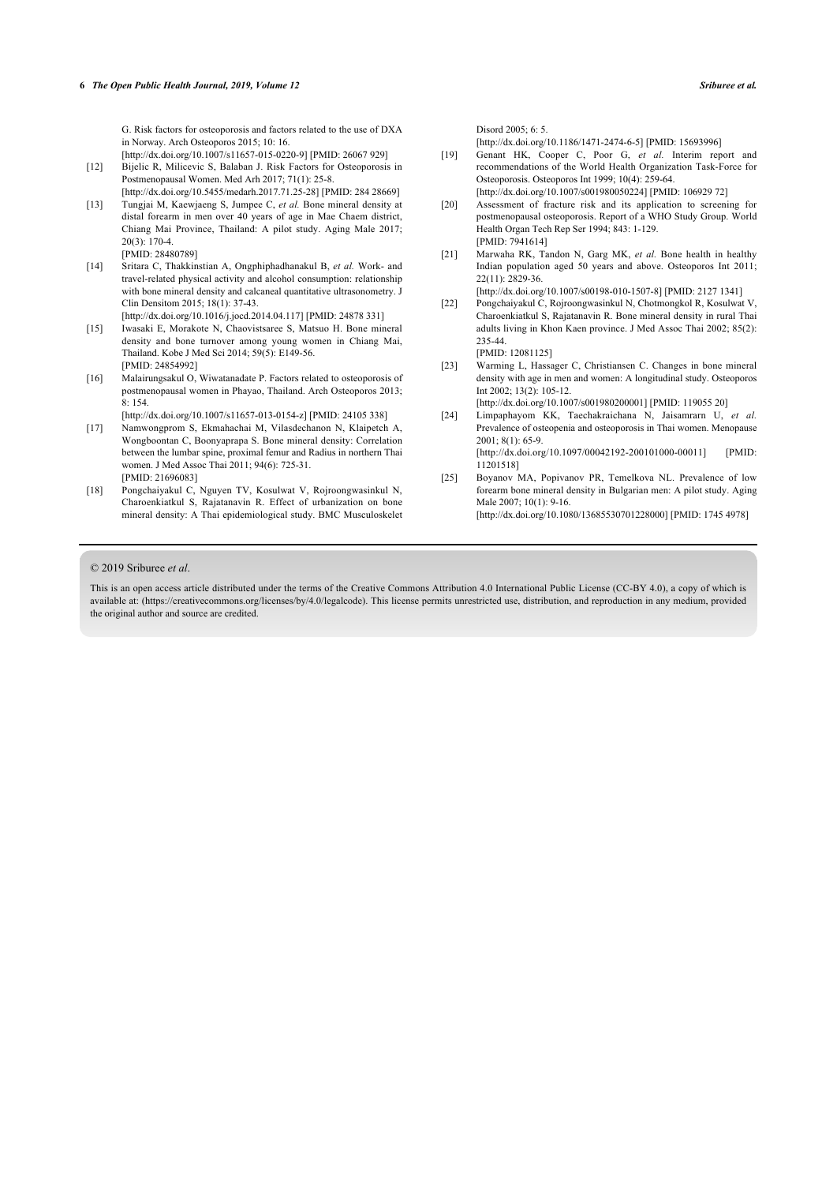G. Risk factors for osteoporosis and factors related to the use of DXA in Norway. Arch Osteoporos 2015; 10: 16.
[http://dx.doi.org/10.1007/s11657-015-0220-9] [PMID: 26067 929]

[12] Bijelic R, Milicevic S, Balaban J. Risk Factors for Osteoporosis in Postmenopausal Women. Med Arh 2017; 71(1): 25-8.
[http://dx.doi.org/10.5455/medarh.2017.71.25-28] [PMID: 284 28669]

[13] Tungjai M, Kaewjaeng S, Jumpee C, *et al.* Bone mineral density at distal forearm in men over 40 years of age in Mae Chaem district, Chiang Mai Province, Thailand: A pilot study. Aging Male 2017; 20(3): 170-4.
[PMID: 28480789]

[14] Sritara C, Thakkinstian A, Ongphiphadhanakul B, *et al.* Work- and travel-related physical activity and alcohol consumption: relationship with bone mineral density and calcaneal quantitative ultrasonometry. J Clin Densitom 2015; 18(1): 37-43.
[http://dx.doi.org/10.1016/j.jocd.2014.04.117] [PMID: 24878 331]

[15] Iwasaki E, Morakote N, Chaovistsaree S, Matsuo H. Bone mineral density and bone turnover among young women in Chiang Mai, Thailand. Kobe J Med Sci 2014; 59(5): E149-56.
[PMID: 24854992]

[16] Malairungsakul O, Wiwatanadate P. Factors related to osteoporosis of postmenopausal women in Phayao, Thailand. Arch Osteoporos 2013; 8: 154.
[http://dx.doi.org/10.1007/s11657-013-0154-z] [PMID: 24105 338]

[17] Namwongprom S, Ekmahachai M, Vilasdechanon N, Klaipetch A, Wongboontan C, Boonyaprapa S. Bone mineral density: Correlation between the lumbar spine, proximal femur and Radius in northern Thai women. J Med Assoc Thai 2011; 94(6): 725-31.
[PMID: 21696083]

[18] Pongchaiyakul C, Nguyen TV, Kosulwat V, Rojroongwasinkul N, Charoenkiatkul S, Rajatanavin R. Effect of urbanization on bone mineral density: A Thai epidemiological study. BMC Musculoskelet Disord 2005; 6: 5.
[http://dx.doi.org/10.1186/1471-2474-6-5] [PMID: 15693996]

[19] Genant HK, Cooper C, Poor G, *et al.* Interim report and recommendations of the World Health Organization Task-Force for Osteoporosis. Osteoporos Int 1999; 10(4): 259-64.
[http://dx.doi.org/10.1007/s001980050224] [PMID: 106929 72]

[20] Assessment of fracture risk and its application to screening for postmenopausal osteoporosis. Report of a WHO Study Group. World Health Organ Tech Rep Ser 1994; 843: 1-129.
[PMID: 7941614]

[21] Marwaha RK, Tandon N, Garg MK, *et al.* Bone health in healthy Indian population aged 50 years and above. Osteoporos Int 2011; 22(11): 2829-36.
[http://dx.doi.org/10.1007/s00198-010-1507-8] [PMID: 2127 1341]

[22] Pongchaiyakul C, Rojroongwasinkul N, Chotmongkol R, Kosulwat V, Charoenkiatkul S, Rajatanavin R. Bone mineral density in rural Thai adults living in Khon Kaen province. J Med Assoc Thai 2002; 85(2): 235-44.
[PMID: 12081125]

[23] Warming L, Hassager C, Christiansen C. Changes in bone mineral density with age in men and women: A longitudinal study. Osteoporos Int 2002; 13(2): 105-12.
[http://dx.doi.org/10.1007/s001980200001] [PMID: 119055 20]

[24] Limpaphayom KK, Taechakraichana N, Jaisamrarn U, *et al.* Prevalence of osteopenia and osteoporosis in Thai women. Menopause 2001; 8(1): 65-9.
[http://dx.doi.org/10.1097/00042192-200101000-00011] [PMID: 11201518]

[25] Boyanov MA, Popivanov PR, Temelkova NL. Prevalence of low forearm bone mineral density in Bulgarian men: A pilot study. Aging Male 2007; 10(1): 9-16.
[http://dx.doi.org/10.1080/13685530701228000] [PMID: 1745 4978]

---

© 2019 Sriburee *et al*.

This is an open access article distributed under the terms of the Creative Commons Attribution 4.0 International Public License (CC-BY 4.0), a copy of which is available at: (https://creativecommons.org/licenses/by/4.0/legalcode). This license permits unrestricted use, distribution, and reproduction in any medium, provided the original author and source are credited.